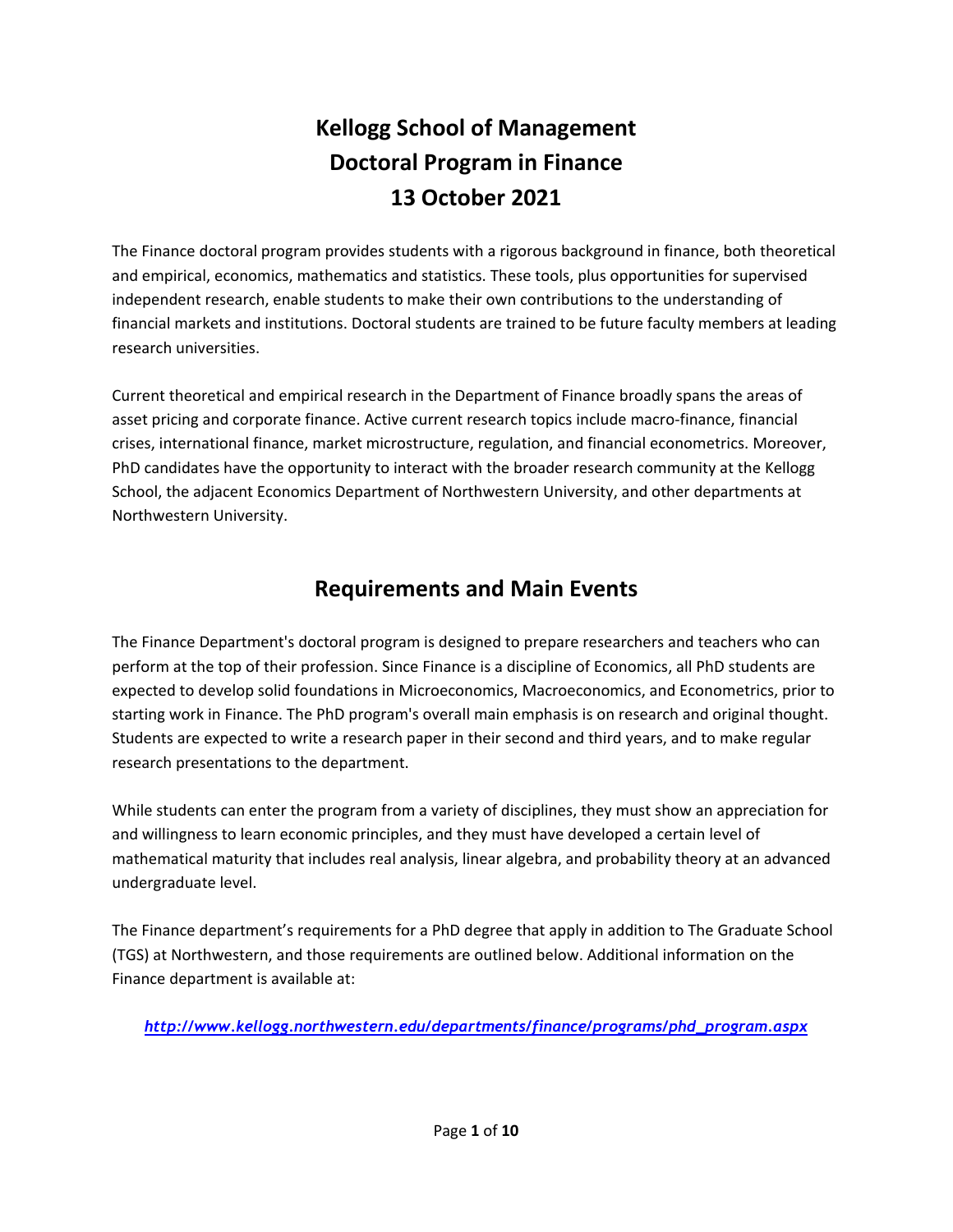# Kellogg School of Management
# Doctoral Program in Finance
# 13 October 2021

The Finance doctoral program provides students with a rigorous background in finance, both theoretical and empirical, economics, mathematics and statistics. These tools, plus opportunities for supervised independent research, enable students to make their own contributions to the understanding of financial markets and institutions. Doctoral students are trained to be future faculty members at leading research universities.

Current theoretical and empirical research in the Department of Finance broadly spans the areas of asset pricing and corporate finance. Active current research topics include macro-finance, financial crises, international finance, market microstructure, regulation, and financial econometrics. Moreover, PhD candidates have the opportunity to interact with the broader research community at the Kellogg School, the adjacent Economics Department of Northwestern University, and other departments at Northwestern University.

## Requirements and Main Events

The Finance Department's doctoral program is designed to prepare researchers and teachers who can perform at the top of their profession. Since Finance is a discipline of Economics, all PhD students are expected to develop solid foundations in Microeconomics, Macroeconomics, and Econometrics, prior to starting work in Finance. The PhD program's overall main emphasis is on research and original thought. Students are expected to write a research paper in their second and third years, and to make regular research presentations to the department.

While students can enter the program from a variety of disciplines, they must show an appreciation for and willingness to learn economic principles, and they must have developed a certain level of mathematical maturity that includes real analysis, linear algebra, and probability theory at an advanced undergraduate level.

The Finance department's requirements for a PhD degree that apply in addition to The Graduate School (TGS) at Northwestern, and those requirements are outlined below. Additional information on the Finance department is available at:

*http://www.kellogg.northwestern.edu/departments/finance/programs/phd_program.aspx*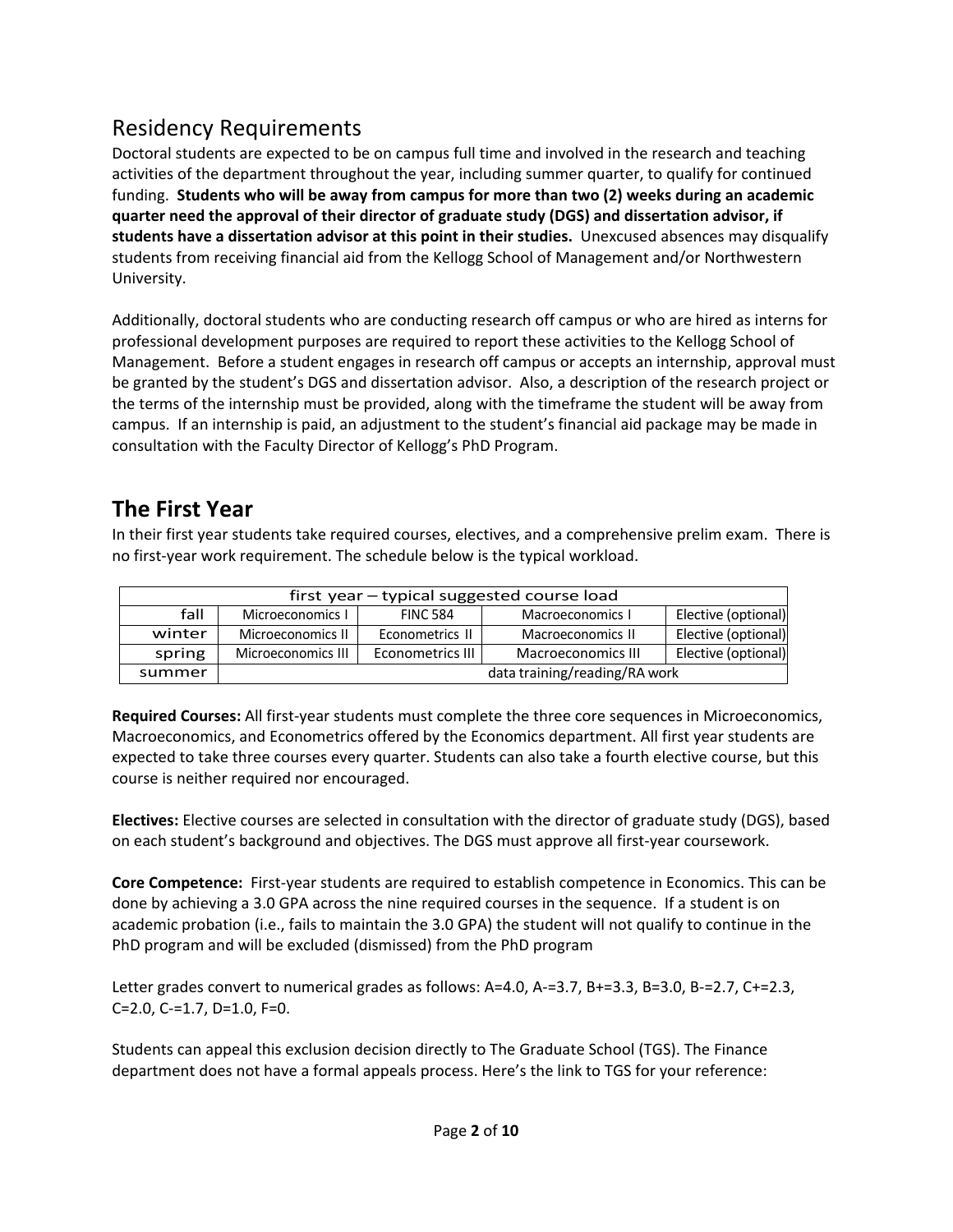## Residency Requirements

Doctoral students are expected to be on campus full time and involved in the research and teaching activities of the department throughout the year, including summer quarter, to qualify for continued funding. **Students who will be away from campus for more than two (2) weeks during an academic quarter need the approval of their director of graduate study (DGS) and dissertation advisor, if students have a dissertation advisor at this point in their studies.** Unexcused absences may disqualify students from receiving financial aid from the Kellogg School of Management and/or Northwestern University.

Additionally, doctoral students who are conducting research off campus or who are hired as interns for professional development purposes are required to report these activities to the Kellogg School of Management. Before a student engages in research off campus or accepts an internship, approval must be granted by the student's DGS and dissertation advisor. Also, a description of the research project or the terms of the internship must be provided, along with the timeframe the student will be away from campus. If an internship is paid, an adjustment to the student's financial aid package may be made in consultation with the Faculty Director of Kellogg's PhD Program.

## The First Year

In their first year students take required courses, electives, and a comprehensive prelim exam. There is no first-year work requirement. The schedule below is the typical workload.

| first year – typical suggested course load | | | | |
|---|---|---|---|---|
| fall | Microeconomics I | FINC 584 | Macroeconomics I | Elective (optional) |
| winter | Microeconomics II | Econometrics II | Macroeconomics II | Elective (optional) |
| spring | Microeconomics III | Econometrics III | Macroeconomics III | Elective (optional) |
| summer | data training/reading/RA work | | | |

**Required Courses:** All first-year students must complete the three core sequences in Microeconomics, Macroeconomics, and Econometrics offered by the Economics department. All first year students are expected to take three courses every quarter. Students can also take a fourth elective course, but this course is neither required nor encouraged.

**Electives:** Elective courses are selected in consultation with the director of graduate study (DGS), based on each student's background and objectives. The DGS must approve all first-year coursework.

**Core Competence:** First-year students are required to establish competence in Economics. This can be done by achieving a 3.0 GPA across the nine required courses in the sequence. If a student is on academic probation (i.e., fails to maintain the 3.0 GPA) the student will not qualify to continue in the PhD program and will be excluded (dismissed) from the PhD program

Letter grades convert to numerical grades as follows: A=4.0, A-=3.7, B+=3.3, B=3.0, B-=2.7, C+=2.3, C=2.0, C-=1.7, D=1.0, F=0.

Students can appeal this exclusion decision directly to The Graduate School (TGS). The Finance department does not have a formal appeals process. Here's the link to TGS for your reference: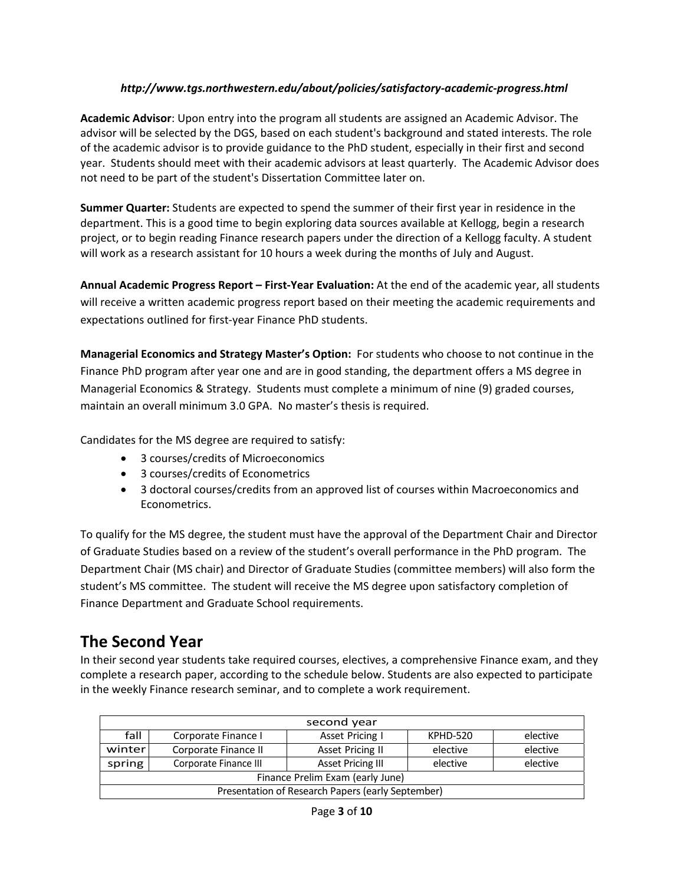***http://www.tgs.northwestern.edu/about/policies/satisfactory-academic-progress.html***

**Academic Advisor**: Upon entry into the program all students are assigned an Academic Advisor. The advisor will be selected by the DGS, based on each student's background and stated interests. The role of the academic advisor is to provide guidance to the PhD student, especially in their first and second year. Students should meet with their academic advisors at least quarterly. The Academic Advisor does not need to be part of the student's Dissertation Committee later on.

**Summer Quarter:** Students are expected to spend the summer of their first year in residence in the department. This is a good time to begin exploring data sources available at Kellogg, begin a research project, or to begin reading Finance research papers under the direction of a Kellogg faculty. A student will work as a research assistant for 10 hours a week during the months of July and August.

**Annual Academic Progress Report – First-Year Evaluation:** At the end of the academic year, all students will receive a written academic progress report based on their meeting the academic requirements and expectations outlined for first-year Finance PhD students.

**Managerial Economics and Strategy Master's Option:** For students who choose to not continue in the Finance PhD program after year one and are in good standing, the department offers a MS degree in Managerial Economics & Strategy. Students must complete a minimum of nine (9) graded courses, maintain an overall minimum 3.0 GPA. No master's thesis is required.

Candidates for the MS degree are required to satisfy:

- 3 courses/credits of Microeconomics
- 3 courses/credits of Econometrics
- 3 doctoral courses/credits from an approved list of courses within Macroeconomics and Econometrics.

To qualify for the MS degree, the student must have the approval of the Department Chair and Director of Graduate Studies based on a review of the student's overall performance in the PhD program. The Department Chair (MS chair) and Director of Graduate Studies (committee members) will also form the student's MS committee. The student will receive the MS degree upon satisfactory completion of Finance Department and Graduate School requirements.

## The Second Year

In their second year students take required courses, electives, a comprehensive Finance exam, and they complete a research paper, according to the schedule below. Students are also expected to participate in the weekly Finance research seminar, and to complete a work requirement.

| second year | | | | |
|---|---|---|---|---|
| fall | Corporate Finance I | Asset Pricing I | KPHD-520 | elective |
| winter | Corporate Finance II | Asset Pricing II | elective | elective |
| spring | Corporate Finance III | Asset Pricing III | elective | elective |
| Finance Prelim Exam (early June) | | | | |
| Presentation of Research Papers (early September) | | | | |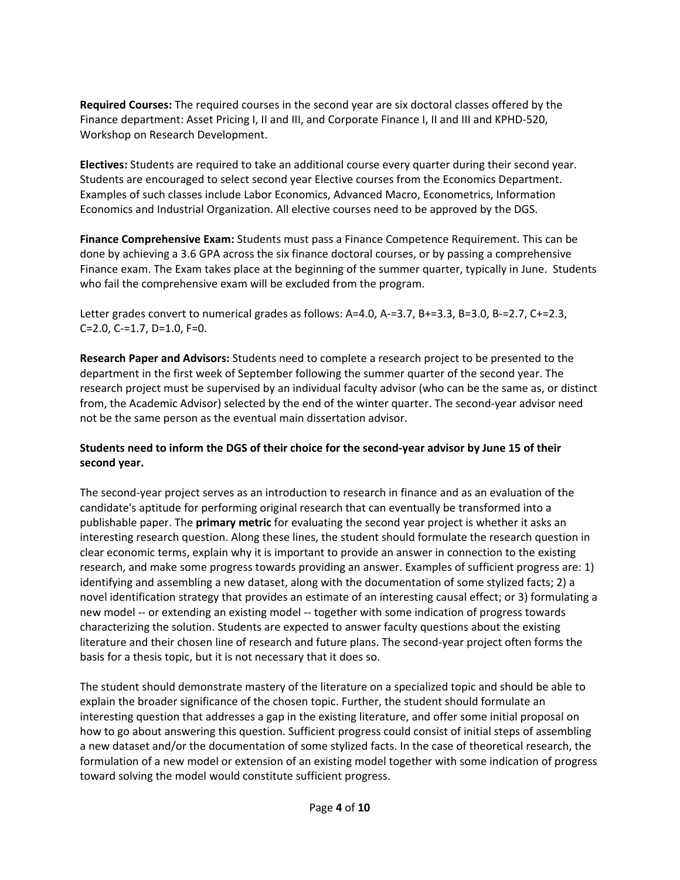**Required Courses:** The required courses in the second year are six doctoral classes offered by the Finance department: Asset Pricing I, II and III, and Corporate Finance I, II and III and KPHD-520, Workshop on Research Development.

**Electives:** Students are required to take an additional course every quarter during their second year. Students are encouraged to select second year Elective courses from the Economics Department. Examples of such classes include Labor Economics, Advanced Macro, Econometrics, Information Economics and Industrial Organization. All elective courses need to be approved by the DGS.

**Finance Comprehensive Exam:** Students must pass a Finance Competence Requirement. This can be done by achieving a 3.6 GPA across the six finance doctoral courses, or by passing a comprehensive Finance exam. The Exam takes place at the beginning of the summer quarter, typically in June. Students who fail the comprehensive exam will be excluded from the program.

Letter grades convert to numerical grades as follows: A=4.0, A-=3.7, B+=3.3, B=3.0, B-=2.7, C+=2.3, C=2.0, C-=1.7, D=1.0, F=0.

**Research Paper and Advisors:** Students need to complete a research project to be presented to the department in the first week of September following the summer quarter of the second year. The research project must be supervised by an individual faculty advisor (who can be the same as, or distinct from, the Academic Advisor) selected by the end of the winter quarter. The second-year advisor need not be the same person as the eventual main dissertation advisor.

**Students need to inform the DGS of their choice for the second-year advisor by June 15 of their second year.**

The second-year project serves as an introduction to research in finance and as an evaluation of the candidate's aptitude for performing original research that can eventually be transformed into a publishable paper. The **primary metric** for evaluating the second year project is whether it asks an interesting research question. Along these lines, the student should formulate the research question in clear economic terms, explain why it is important to provide an answer in connection to the existing research, and make some progress towards providing an answer. Examples of sufficient progress are: 1) identifying and assembling a new dataset, along with the documentation of some stylized facts; 2) a novel identification strategy that provides an estimate of an interesting causal effect; or 3) formulating a new model -- or extending an existing model -- together with some indication of progress towards characterizing the solution. Students are expected to answer faculty questions about the existing literature and their chosen line of research and future plans. The second-year project often forms the basis for a thesis topic, but it is not necessary that it does so.

The student should demonstrate mastery of the literature on a specialized topic and should be able to explain the broader significance of the chosen topic. Further, the student should formulate an interesting question that addresses a gap in the existing literature, and offer some initial proposal on how to go about answering this question. Sufficient progress could consist of initial steps of assembling a new dataset and/or the documentation of some stylized facts. In the case of theoretical research, the formulation of a new model or extension of an existing model together with some indication of progress toward solving the model would constitute sufficient progress.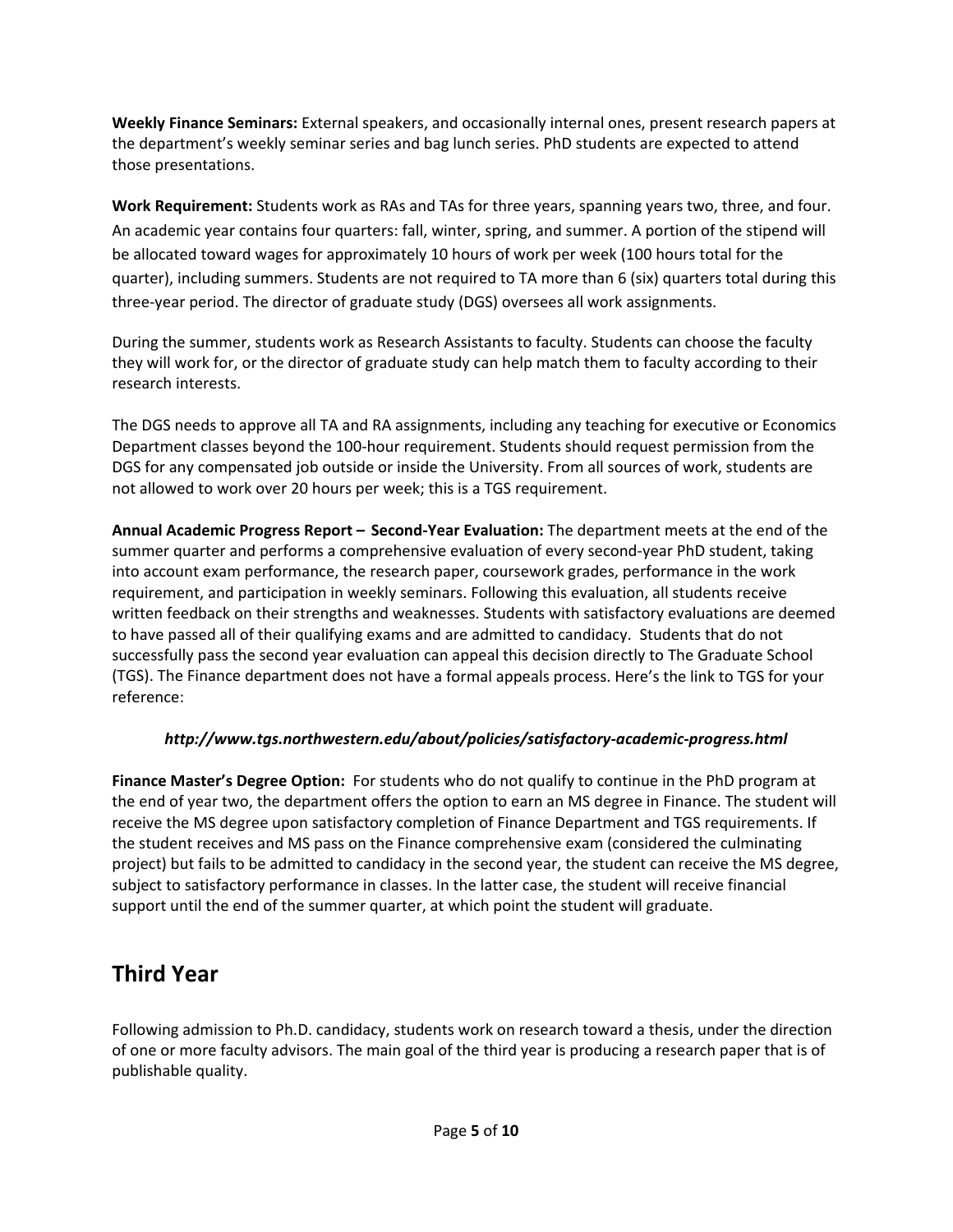**Weekly Finance Seminars:** External speakers, and occasionally internal ones, present research papers at the department's weekly seminar series and bag lunch series. PhD students are expected to attend those presentations.

**Work Requirement:** Students work as RAs and TAs for three years, spanning years two, three, and four. An academic year contains four quarters: fall, winter, spring, and summer. A portion of the stipend will be allocated toward wages for approximately 10 hours of work per week (100 hours total for the quarter), including summers. Students are not required to TA more than 6 (six) quarters total during this three-year period. The director of graduate study (DGS) oversees all work assignments.

During the summer, students work as Research Assistants to faculty. Students can choose the faculty they will work for, or the director of graduate study can help match them to faculty according to their research interests.

The DGS needs to approve all TA and RA assignments, including any teaching for executive or Economics Department classes beyond the 100-hour requirement. Students should request permission from the DGS for any compensated job outside or inside the University. From all sources of work, students are not allowed to work over 20 hours per week; this is a TGS requirement.

**Annual Academic Progress Report – Second-Year Evaluation:** The department meets at the end of the summer quarter and performs a comprehensive evaluation of every second-year PhD student, taking into account exam performance, the research paper, coursework grades, performance in the work requirement, and participation in weekly seminars. Following this evaluation, all students receive written feedback on their strengths and weaknesses. Students with satisfactory evaluations are deemed to have passed all of their qualifying exams and are admitted to candidacy. Students that do not successfully pass the second year evaluation can appeal this decision directly to The Graduate School (TGS). The Finance department does not have a formal appeals process. Here's the link to TGS for your reference:

***http://www.tgs.northwestern.edu/about/policies/satisfactory-academic-progress.html***

**Finance Master's Degree Option:** For students who do not qualify to continue in the PhD program at the end of year two, the department offers the option to earn an MS degree in Finance. The student will receive the MS degree upon satisfactory completion of Finance Department and TGS requirements. If the student receives and MS pass on the Finance comprehensive exam (considered the culminating project) but fails to be admitted to candidacy in the second year, the student can receive the MS degree, subject to satisfactory performance in classes. In the latter case, the student will receive financial support until the end of the summer quarter, at which point the student will graduate.

## Third Year

Following admission to Ph.D. candidacy, students work on research toward a thesis, under the direction of one or more faculty advisors. The main goal of the third year is producing a research paper that is of publishable quality.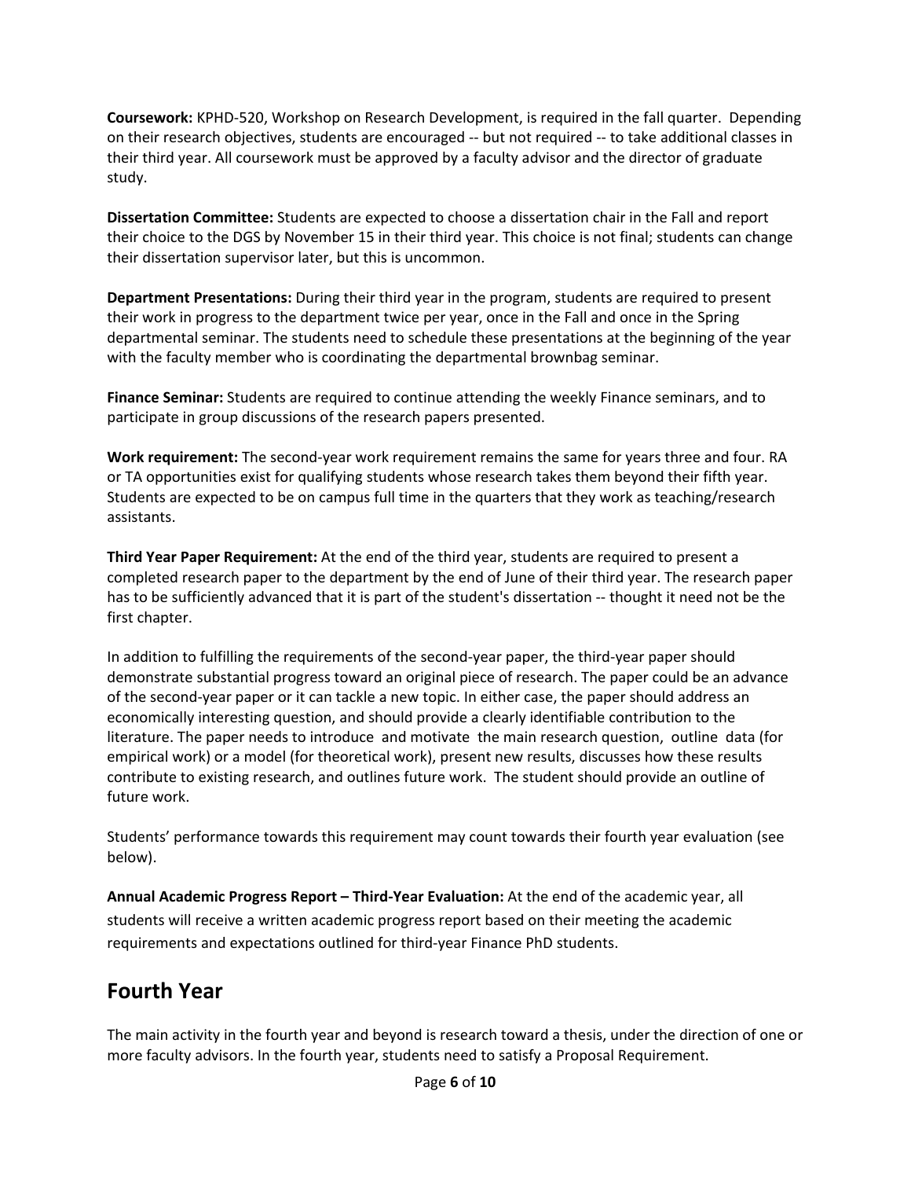**Coursework:** KPHD-520, Workshop on Research Development, is required in the fall quarter. Depending on their research objectives, students are encouraged -- but not required -- to take additional classes in their third year. All coursework must be approved by a faculty advisor and the director of graduate study.

**Dissertation Committee:** Students are expected to choose a dissertation chair in the Fall and report their choice to the DGS by November 15 in their third year. This choice is not final; students can change their dissertation supervisor later, but this is uncommon.

**Department Presentations:** During their third year in the program, students are required to present their work in progress to the department twice per year, once in the Fall and once in the Spring departmental seminar. The students need to schedule these presentations at the beginning of the year with the faculty member who is coordinating the departmental brownbag seminar.

**Finance Seminar:** Students are required to continue attending the weekly Finance seminars, and to participate in group discussions of the research papers presented.

**Work requirement:** The second-year work requirement remains the same for years three and four. RA or TA opportunities exist for qualifying students whose research takes them beyond their fifth year. Students are expected to be on campus full time in the quarters that they work as teaching/research assistants.

**Third Year Paper Requirement:** At the end of the third year, students are required to present a completed research paper to the department by the end of June of their third year. The research paper has to be sufficiently advanced that it is part of the student's dissertation -- thought it need not be the first chapter.

In addition to fulfilling the requirements of the second-year paper, the third-year paper should demonstrate substantial progress toward an original piece of research. The paper could be an advance of the second-year paper or it can tackle a new topic. In either case, the paper should address an economically interesting question, and should provide a clearly identifiable contribution to the literature. The paper needs to introduce and motivate the main research question, outline data (for empirical work) or a model (for theoretical work), present new results, discusses how these results contribute to existing research, and outlines future work. The student should provide an outline of future work.

Students' performance towards this requirement may count towards their fourth year evaluation (see below).

**Annual Academic Progress Report – Third-Year Evaluation:** At the end of the academic year, all students will receive a written academic progress report based on their meeting the academic requirements and expectations outlined for third-year Finance PhD students.

## Fourth Year

The main activity in the fourth year and beyond is research toward a thesis, under the direction of one or more faculty advisors. In the fourth year, students need to satisfy a Proposal Requirement.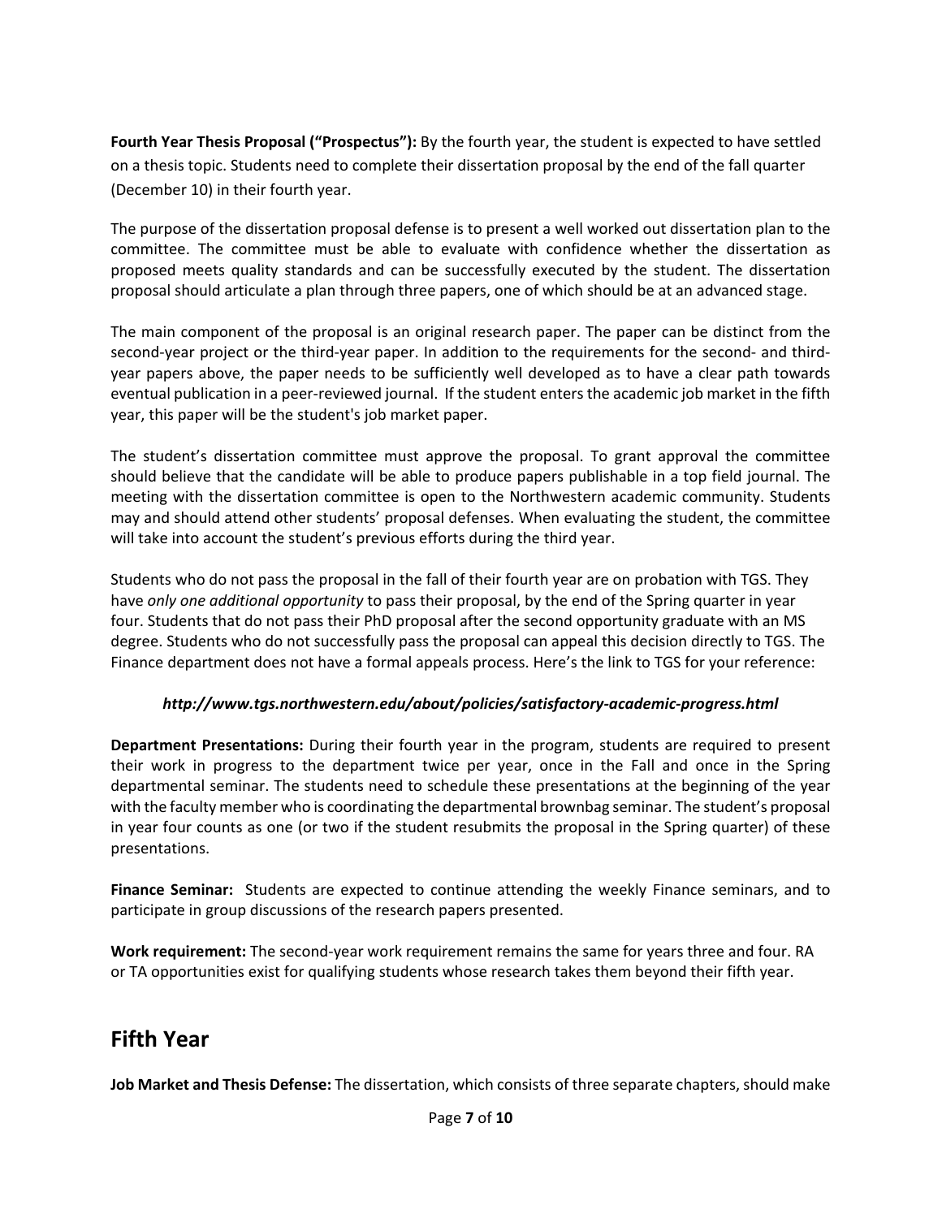**Fourth Year Thesis Proposal ("Prospectus"):** By the fourth year, the student is expected to have settled on a thesis topic. Students need to complete their dissertation proposal by the end of the fall quarter (December 10) in their fourth year.

The purpose of the dissertation proposal defense is to present a well worked out dissertation plan to the committee. The committee must be able to evaluate with confidence whether the dissertation as proposed meets quality standards and can be successfully executed by the student. The dissertation proposal should articulate a plan through three papers, one of which should be at an advanced stage.

The main component of the proposal is an original research paper. The paper can be distinct from the second-year project or the third-year paper. In addition to the requirements for the second- and third-year papers above, the paper needs to be sufficiently well developed as to have a clear path towards eventual publication in a peer-reviewed journal. If the student enters the academic job market in the fifth year, this paper will be the student's job market paper.

The student's dissertation committee must approve the proposal. To grant approval the committee should believe that the candidate will be able to produce papers publishable in a top field journal. The meeting with the dissertation committee is open to the Northwestern academic community. Students may and should attend other students' proposal defenses. When evaluating the student, the committee will take into account the student's previous efforts during the third year.

Students who do not pass the proposal in the fall of their fourth year are on probation with TGS. They have *only one additional opportunity* to pass their proposal, by the end of the Spring quarter in year four. Students that do not pass their PhD proposal after the second opportunity graduate with an MS degree. Students who do not successfully pass the proposal can appeal this decision directly to TGS. The Finance department does not have a formal appeals process. Here's the link to TGS for your reference:

***http://www.tgs.northwestern.edu/about/policies/satisfactory-academic-progress.html***

**Department Presentations:** During their fourth year in the program, students are required to present their work in progress to the department twice per year, once in the Fall and once in the Spring departmental seminar. The students need to schedule these presentations at the beginning of the year with the faculty member who is coordinating the departmental brownbag seminar. The student's proposal in year four counts as one (or two if the student resubmits the proposal in the Spring quarter) of these presentations.

**Finance Seminar:** Students are expected to continue attending the weekly Finance seminars, and to participate in group discussions of the research papers presented.

**Work requirement:** The second-year work requirement remains the same for years three and four. RA or TA opportunities exist for qualifying students whose research takes them beyond their fifth year.

## Fifth Year

**Job Market and Thesis Defense:** The dissertation, which consists of three separate chapters, should make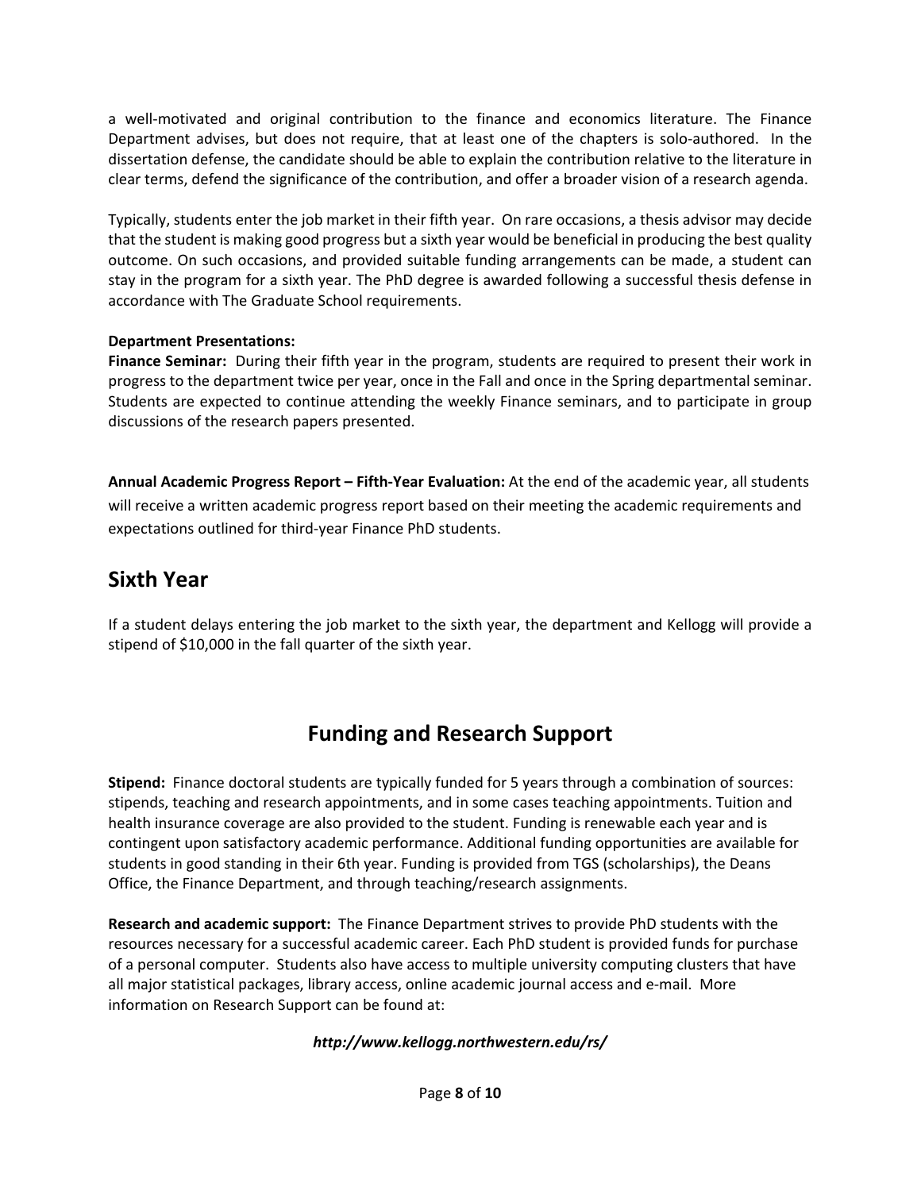a well-motivated and original contribution to the finance and economics literature. The Finance Department advises, but does not require, that at least one of the chapters is solo-authored. In the dissertation defense, the candidate should be able to explain the contribution relative to the literature in clear terms, defend the significance of the contribution, and offer a broader vision of a research agenda.

Typically, students enter the job market in their fifth year. On rare occasions, a thesis advisor may decide that the student is making good progress but a sixth year would be beneficial in producing the best quality outcome. On such occasions, and provided suitable funding arrangements can be made, a student can stay in the program for a sixth year. The PhD degree is awarded following a successful thesis defense in accordance with The Graduate School requirements.

**Department Presentations:**
**Finance Seminar:** During their fifth year in the program, students are required to present their work in progress to the department twice per year, once in the Fall and once in the Spring departmental seminar. Students are expected to continue attending the weekly Finance seminars, and to participate in group discussions of the research papers presented.

**Annual Academic Progress Report – Fifth-Year Evaluation:** At the end of the academic year, all students will receive a written academic progress report based on their meeting the academic requirements and expectations outlined for third-year Finance PhD students.

## Sixth Year

If a student delays entering the job market to the sixth year, the department and Kellogg will provide a stipend of $10,000 in the fall quarter of the sixth year.

# Funding and Research Support

**Stipend:** Finance doctoral students are typically funded for 5 years through a combination of sources: stipends, teaching and research appointments, and in some cases teaching appointments. Tuition and health insurance coverage are also provided to the student. Funding is renewable each year and is contingent upon satisfactory academic performance. Additional funding opportunities are available for students in good standing in their 6th year. Funding is provided from TGS (scholarships), the Deans Office, the Finance Department, and through teaching/research assignments.

**Research and academic support:** The Finance Department strives to provide PhD students with the resources necessary for a successful academic career. Each PhD student is provided funds for purchase of a personal computer. Students also have access to multiple university computing clusters that have all major statistical packages, library access, online academic journal access and e-mail. More information on Research Support can be found at:

***http://www.kellogg.northwestern.edu/rs/***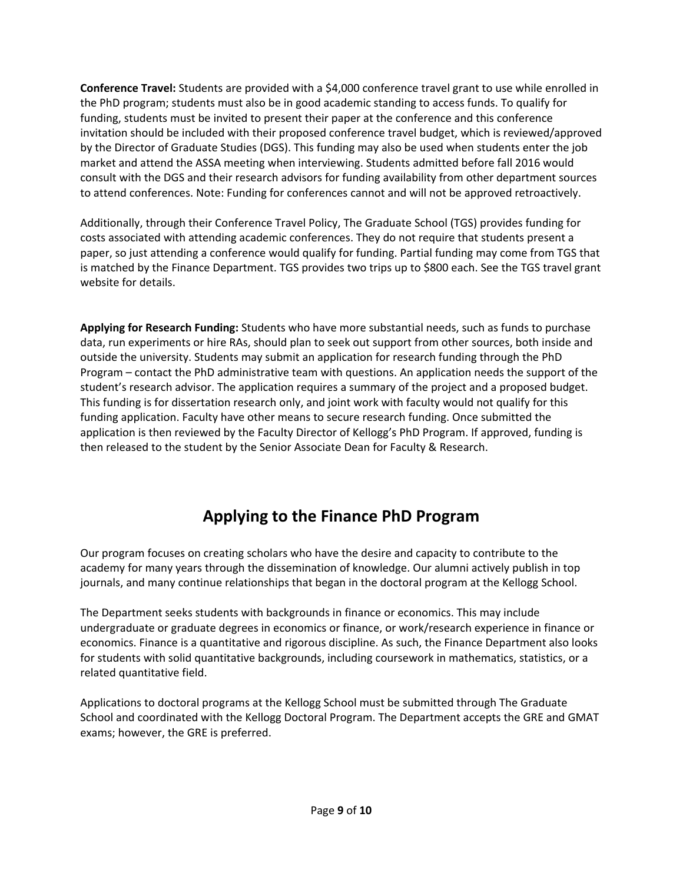**Conference Travel:** Students are provided with a $4,000 conference travel grant to use while enrolled in the PhD program; students must also be in good academic standing to access funds. To qualify for funding, students must be invited to present their paper at the conference and this conference invitation should be included with their proposed conference travel budget, which is reviewed/approved by the Director of Graduate Studies (DGS). This funding may also be used when students enter the job market and attend the ASSA meeting when interviewing. Students admitted before fall 2016 would consult with the DGS and their research advisors for funding availability from other department sources to attend conferences. Note: Funding for conferences cannot and will not be approved retroactively.

Additionally, through their Conference Travel Policy, The Graduate School (TGS) provides funding for costs associated with attending academic conferences. They do not require that students present a paper, so just attending a conference would qualify for funding. Partial funding may come from TGS that is matched by the Finance Department. TGS provides two trips up to $800 each. See the TGS travel grant website for details.

**Applying for Research Funding:** Students who have more substantial needs, such as funds to purchase data, run experiments or hire RAs, should plan to seek out support from other sources, both inside and outside the university. Students may submit an application for research funding through the PhD Program – contact the PhD administrative team with questions. An application needs the support of the student's research advisor. The application requires a summary of the project and a proposed budget. This funding is for dissertation research only, and joint work with faculty would not qualify for this funding application. Faculty have other means to secure research funding. Once submitted the application is then reviewed by the Faculty Director of Kellogg's PhD Program. If approved, funding is then released to the student by the Senior Associate Dean for Faculty & Research.

# Applying to the Finance PhD Program

Our program focuses on creating scholars who have the desire and capacity to contribute to the academy for many years through the dissemination of knowledge. Our alumni actively publish in top journals, and many continue relationships that began in the doctoral program at the Kellogg School.

The Department seeks students with backgrounds in finance or economics. This may include undergraduate or graduate degrees in economics or finance, or work/research experience in finance or economics. Finance is a quantitative and rigorous discipline. As such, the Finance Department also looks for students with solid quantitative backgrounds, including coursework in mathematics, statistics, or a related quantitative field.

Applications to doctoral programs at the Kellogg School must be submitted through The Graduate School and coordinated with the Kellogg Doctoral Program. The Department accepts the GRE and GMAT exams; however, the GRE is preferred.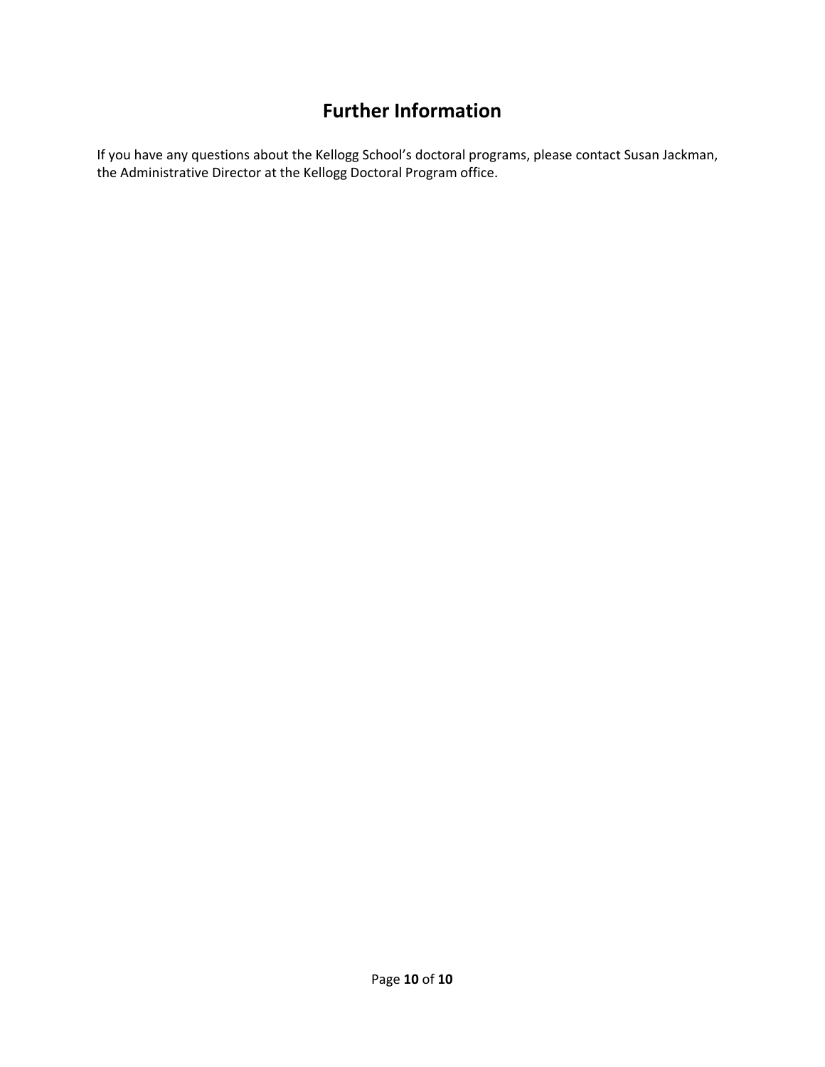# Further Information

If you have any questions about the Kellogg School's doctoral programs, please contact Susan Jackman, the Administrative Director at the Kellogg Doctoral Program office.